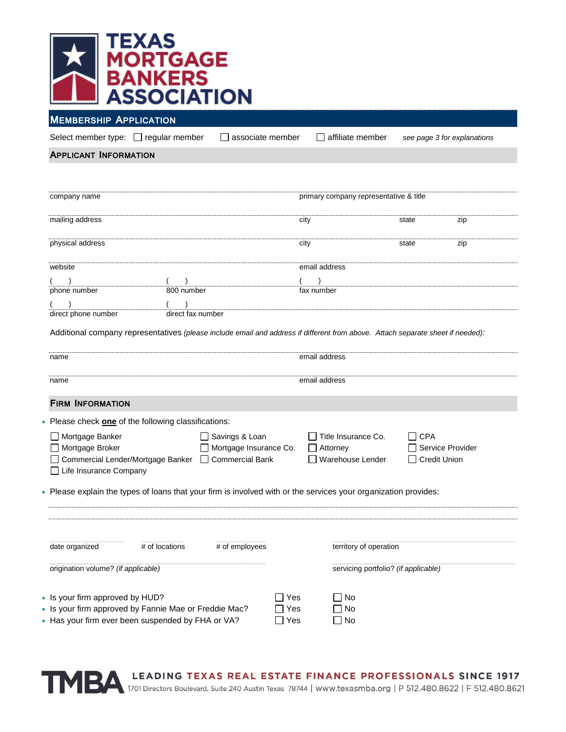# TEXAS MORTGAGE BANKERS ASSOCIATION

## MEMBERSHIP APPLICATION

Select member type: ☐ regular member ☐ associate member ☐ affiliate member *see page 3 for explanations*

### APPLICANT INFORMATION

company name | primary company representative & title

mailing address | city | state | zip

physical address | city | state | zip

website | email address

( ) phone number | ( ) 800 number | ( ) fax number

( ) direct phone number | ( ) direct fax number

Additional company representatives *(please include email and address if different from above. Attach separate sheet if needed):*

name | email address

name | email address

### FIRM INFORMATION

- Please check **one** of the following classifications:

| | | | |
|---|---|---|---|
| ☐ Mortgage Banker | ☐ Savings & Loan | ☐ Title Insurance Co. | ☐ CPA |
| ☐ Mortgage Broker | ☐ Mortgage Insurance Co. | ☐ Attorney | ☐ Service Provider |
| ☐ Commercial Lender/Mortgage Banker | ☐ Commercial Bank | ☐ Warehouse Lender | ☐ Credit Union |
| ☐ Life Insurance Company | | | |

- Please explain the types of loans that your firm is involved with or the services your organization provides:

date organized | # of locations | # of employees | territory of operation

origination volume? *(if applicable)* | servicing portfolio? *(if applicable)*

- Is your firm approved by HUD? ☐ Yes ☐ No
- Is your firm approved by Fannie Mae or Freddie Mac? ☐ Yes ☐ No
- Has your firm ever been suspended by FHA or VA? ☐ Yes ☐ No

TMBA LEADING TEXAS REAL ESTATE FINANCE PROFESSIONALS SINCE 1917
1701 Directors Boulevard, Suite 240 Austin Texas 78744 | www.texasmba.org | P 512.480.8622 | F 512.480.8621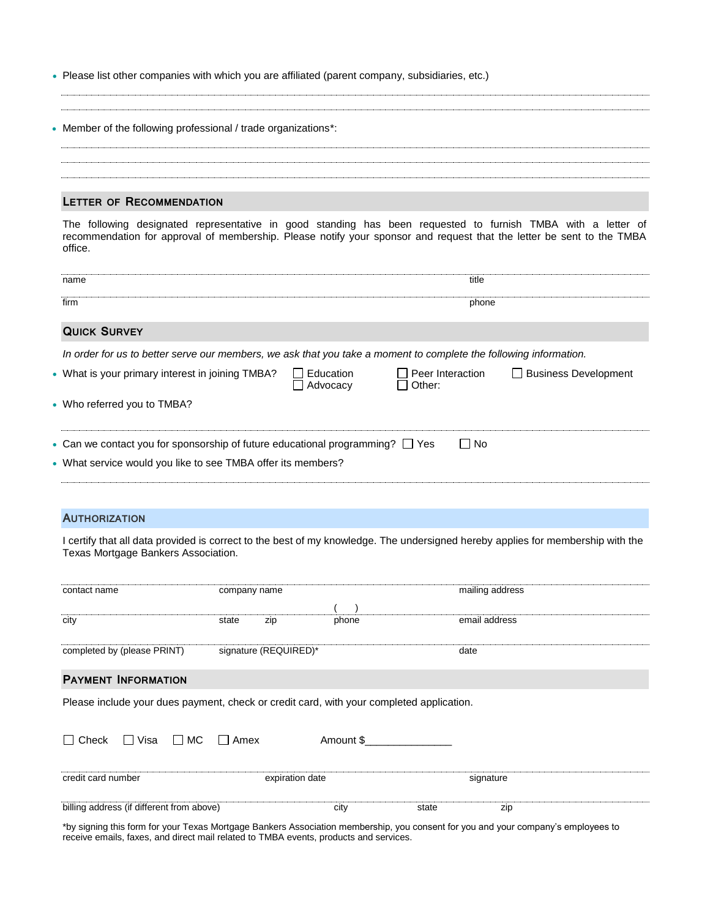- Please list other companies with which you are affiliated (parent company, subsidiaries, etc.)

- Member of the following professional / trade organizations*:

## Letter of Recommendation

The following designated representative in good standing has been requested to furnish TMBA with a letter of recommendation for approval of membership. Please notify your sponsor and request that the letter be sent to the TMBA office.

| name | title |
|---|---|
| firm | phone |

## Quick Survey

*In order for us to better serve our members, we ask that you take a moment to complete the following information.*

- What is your primary interest in joining TMBA? ☐ Education ☐ Peer Interaction ☐ Business Development ☐ Advocacy ☐ Other:
- Who referred you to TMBA?
- Can we contact you for sponsorship of future educational programming? ☐ Yes ☐ No
- What service would you like to see TMBA offer its members?

## Authorization

I certify that all data provided is correct to the best of my knowledge. The undersigned hereby applies for membership with the Texas Mortgage Bankers Association.

| contact name | company name | | | mailing address |
|---|---|---|---|---|
| city | state | zip | phone ( ) | email address |
| completed by (please PRINT) | signature (REQUIRED)* | | | date |

## Payment Information

Please include your dues payment, check or credit card, with your completed application.

☐ Check ☐ Visa ☐ MC ☐ Amex Amount $_______________

| credit card number | expiration date | | signature |
|---|---|---|---|
| billing address (if different from above) | city | state | zip |

*by signing this form for your Texas Mortgage Bankers Association membership, you consent for you and your company's employees to receive emails, faxes, and direct mail related to TMBA events, products and services.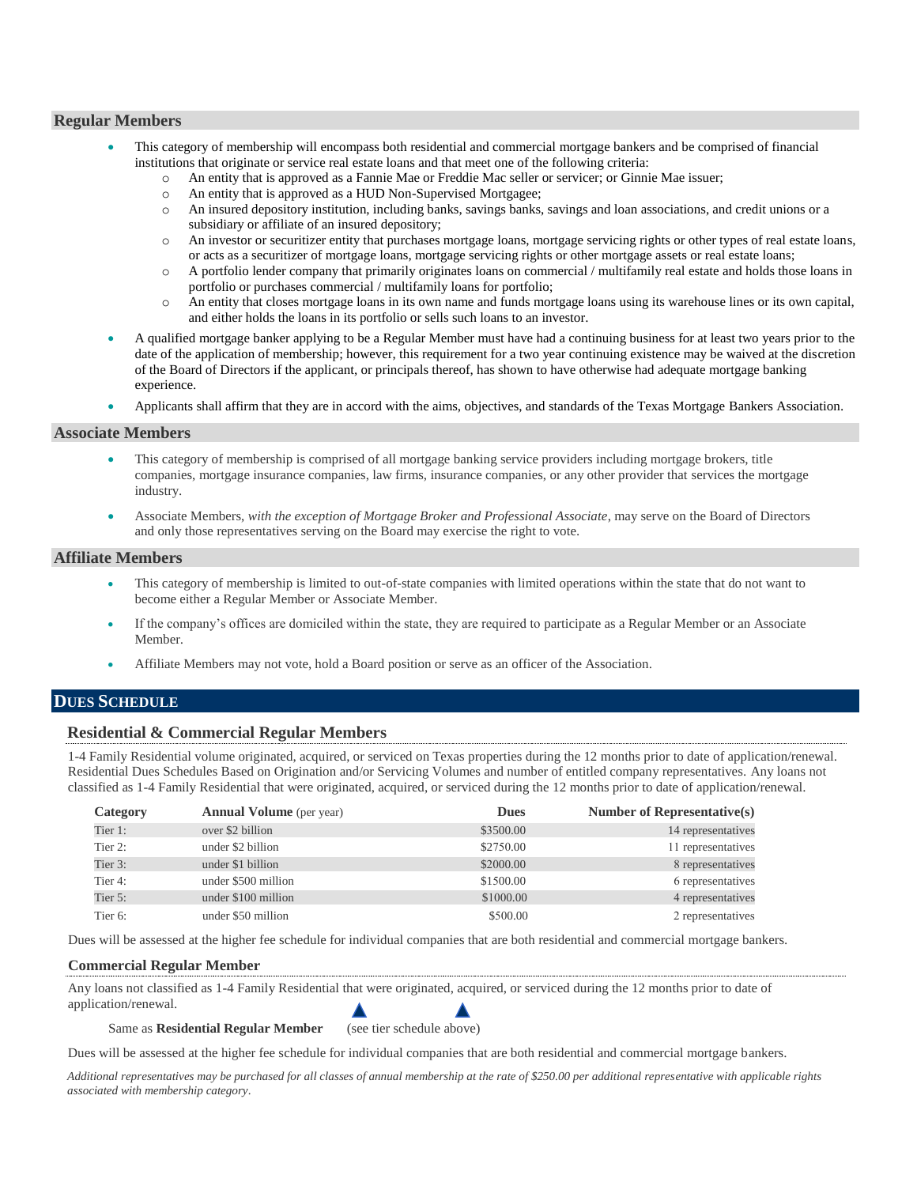## Regular Members

- This category of membership will encompass both residential and commercial mortgage bankers and be comprised of financial institutions that originate or service real estate loans and that meet one of the following criteria:
  - An entity that is approved as a Fannie Mae or Freddie Mac seller or servicer; or Ginnie Mae issuer;
  - An entity that is approved as a HUD Non-Supervised Mortgagee;
  - An insured depository institution, including banks, savings banks, savings and loan associations, and credit unions or a subsidiary or affiliate of an insured depository;
  - An investor or securitizer entity that purchases mortgage loans, mortgage servicing rights or other types of real estate loans, or acts as a securitizer of mortgage loans, mortgage servicing rights or other mortgage assets or real estate loans;
  - A portfolio lender company that primarily originates loans on commercial / multifamily real estate and holds those loans in portfolio or purchases commercial / multifamily loans for portfolio;
  - An entity that closes mortgage loans in its own name and funds mortgage loans using its warehouse lines or its own capital, and either holds the loans in its portfolio or sells such loans to an investor.
- A qualified mortgage banker applying to be a Regular Member must have had a continuing business for at least two years prior to the date of the application of membership; however, this requirement for a two year continuing existence may be waived at the discretion of the Board of Directors if the applicant, or principals thereof, has shown to have otherwise had adequate mortgage banking experience.
- Applicants shall affirm that they are in accord with the aims, objectives, and standards of the Texas Mortgage Bankers Association.

## Associate Members

- This category of membership is comprised of all mortgage banking service providers including mortgage brokers, title companies, mortgage insurance companies, law firms, insurance companies, or any other provider that services the mortgage industry.
- Associate Members, *with the exception of Mortgage Broker and Professional Associate*, may serve on the Board of Directors and only those representatives serving on the Board may exercise the right to vote.

## Affiliate Members

- This category of membership is limited to out-of-state companies with limited operations within the state that do not want to become either a Regular Member or Associate Member.
- If the company's offices are domiciled within the state, they are required to participate as a Regular Member or an Associate Member.
- Affiliate Members may not vote, hold a Board position or serve as an officer of the Association.

# DUES SCHEDULE

### Residential & Commercial Regular Members

1-4 Family Residential volume originated, acquired, or serviced on Texas properties during the 12 months prior to date of application/renewal. Residential Dues Schedules Based on Origination and/or Servicing Volumes and number of entitled company representatives. Any loans not classified as 1-4 Family Residential that were originated, acquired, or serviced during the 12 months prior to date of application/renewal.

| Category | Annual Volume (per year) | Dues | Number of Representative(s) |
|---|---|---|---|
| Tier 1: | over $2 billion | $3500.00 | 14 representatives |
| Tier 2: | under $2 billion | $2750.00 | 11 representatives |
| Tier 3: | under $1 billion | $2000.00 | 8 representatives |
| Tier 4: | under $500 million | $1500.00 | 6 representatives |
| Tier 5: | under $100 million | $1000.00 | 4 representatives |
| Tier 6: | under $50 million | $500.00 | 2 representatives |

Dues will be assessed at the higher fee schedule for individual companies that are both residential and commercial mortgage bankers.

### Commercial Regular Member

Any loans not classified as 1-4 Family Residential that were originated, acquired, or serviced during the 12 months prior to date of application/renewal.

Same as **Residential Regular Member** (see tier schedule above)

Dues will be assessed at the higher fee schedule for individual companies that are both residential and commercial mortgage bankers.

*Additional representatives may be purchased for all classes of annual membership at the rate of $250.00 per additional representative with applicable rights associated with membership category.*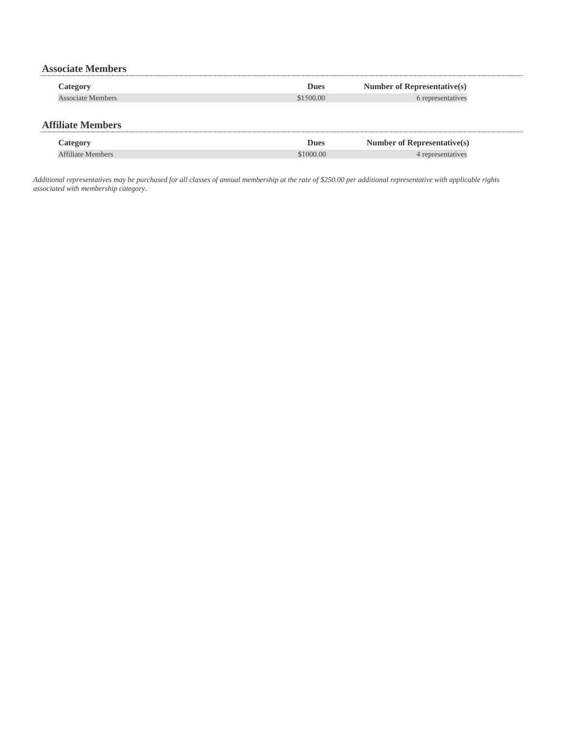## Associate Members

| Category | Dues | Number of Representative(s) |
|---|---|---|
| Associate Members | $1500.00 | 6 representatives |

## Affiliate Members

| Category | Dues | Number of Representative(s) |
|---|---|---|
| Affiliate Members | $1000.00 | 4 representatives |

*Additional representatives may be purchased for all classes of annual membership at the rate of $250.00 per additional representative with applicable rights associated with membership category.*